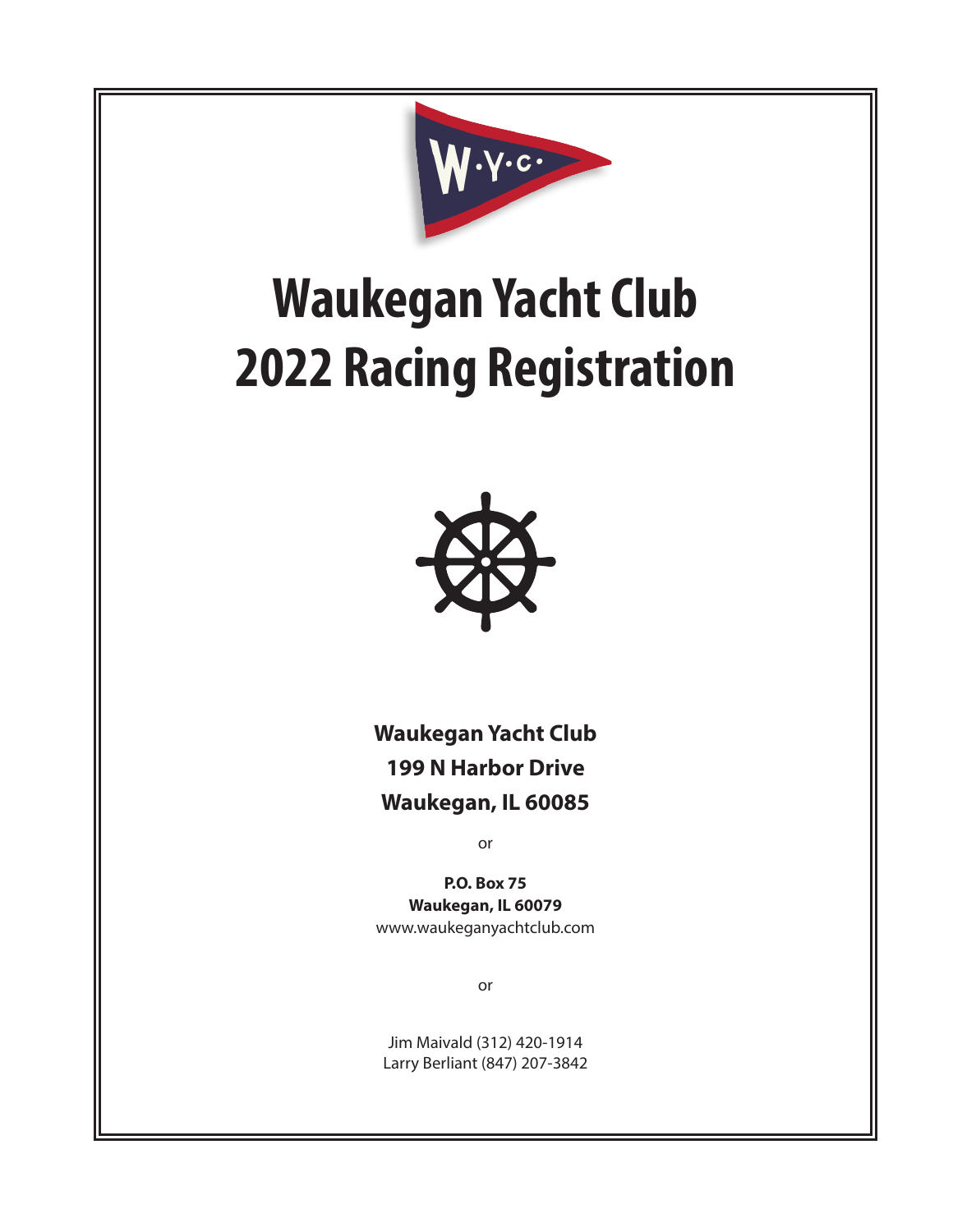# Waukegan Yacht Club
# 2022 Racing Registration

**Waukegan Yacht Club**
**199 N Harbor Drive**
**Waukegan, IL 60085**

or

**P.O. Box 75**
**Waukegan, IL 60079**
www.waukeganyachtclub.com

or

Jim Maivald (312) 420-1914
Larry Berliant (847) 207-3842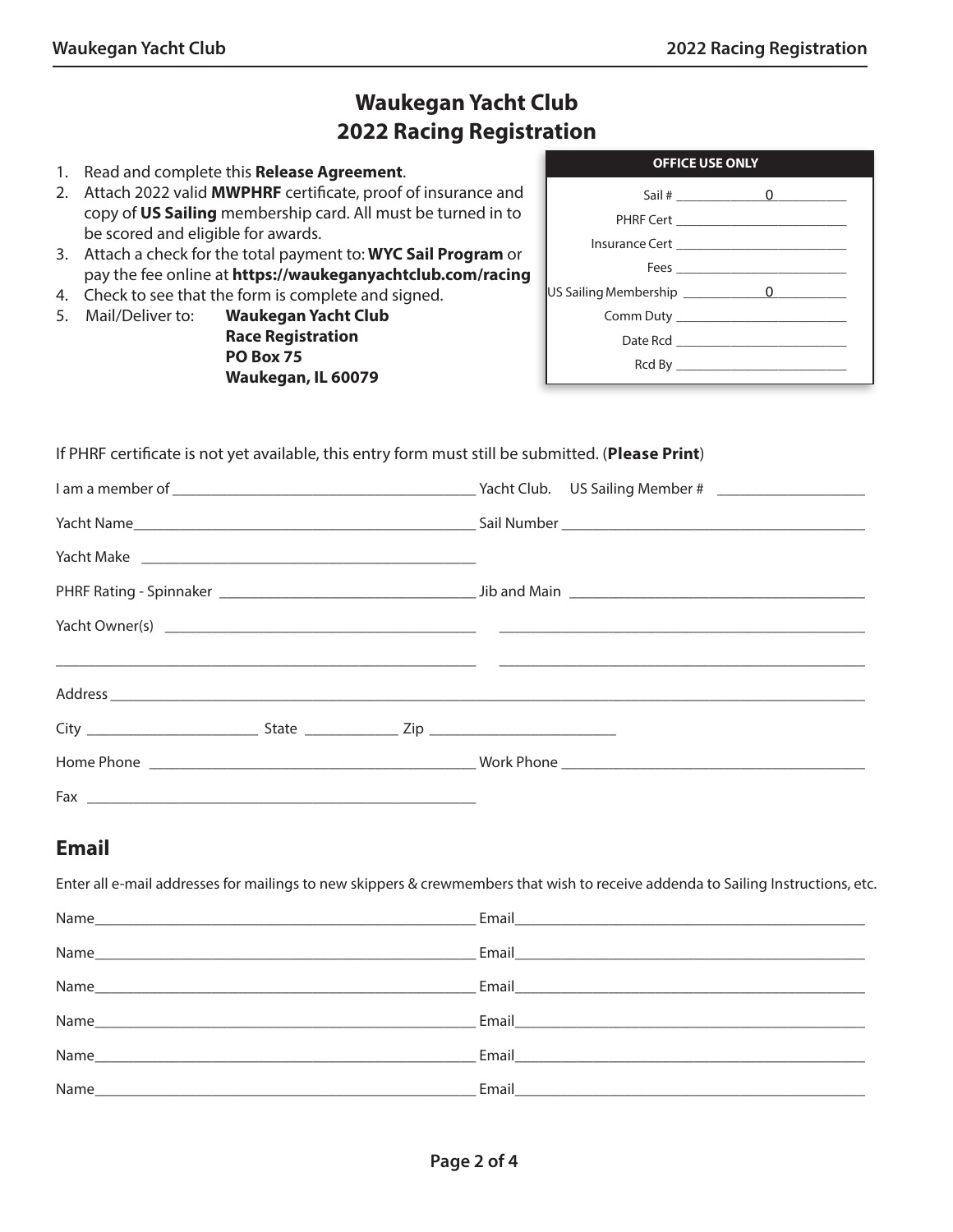# Waukegan Yacht Club
# 2022 Racing Registration

1. Read and complete this **Release Agreement**.
2. Attach 2022 valid **MWPHRF** certificate, proof of insurance and copy of **US Sailing** membership card. All must be turned in to be scored and eligible for awards.
3. Attach a check for the total payment to: **WYC Sail Program** or pay the fee online at **https://waukeganyachtclub.com/racing**
4. Check to see that the form is complete and signed.
5. Mail/Deliver to: **Waukegan Yacht Club**
   **Race Registration**
   **PO Box 75**
   **Waukegan, IL 60079**

| OFFICE USE ONLY | |
|---|---|
| Sail # | 0 |
| PHRF Cert | |
| Insurance Cert | |
| Fees | |
| US Sailing Membership | 0 |
| Comm Duty | |
| Date Rcd | |
| Rcd By | |

If PHRF certificate is not yet available, this entry form must still be submitted. (**Please Print**)

I am a member of ______________________ Yacht Club. US Sailing Member # ______________

Yacht Name ______________________ Sail Number ______________________

Yacht Make ______________________

PHRF Rating - Spinnaker ______________________ Jib and Main ______________________

Yacht Owner(s) ______________________ ______________________

______________________ ______________________

Address ______________________________________________

City ______________ State __________ Zip ______________

Home Phone ______________________ Work Phone ______________________

Fax ______________________

## Email

Enter all e-mail addresses for mailings to new skippers & crewmembers that wish to receive addenda to Sailing Instructions, etc.

Name ______________________ Email ______________________

Name ______________________ Email ______________________

Name ______________________ Email ______________________

Name ______________________ Email ______________________

Name ______________________ Email ______________________

Name ______________________ Email ______________________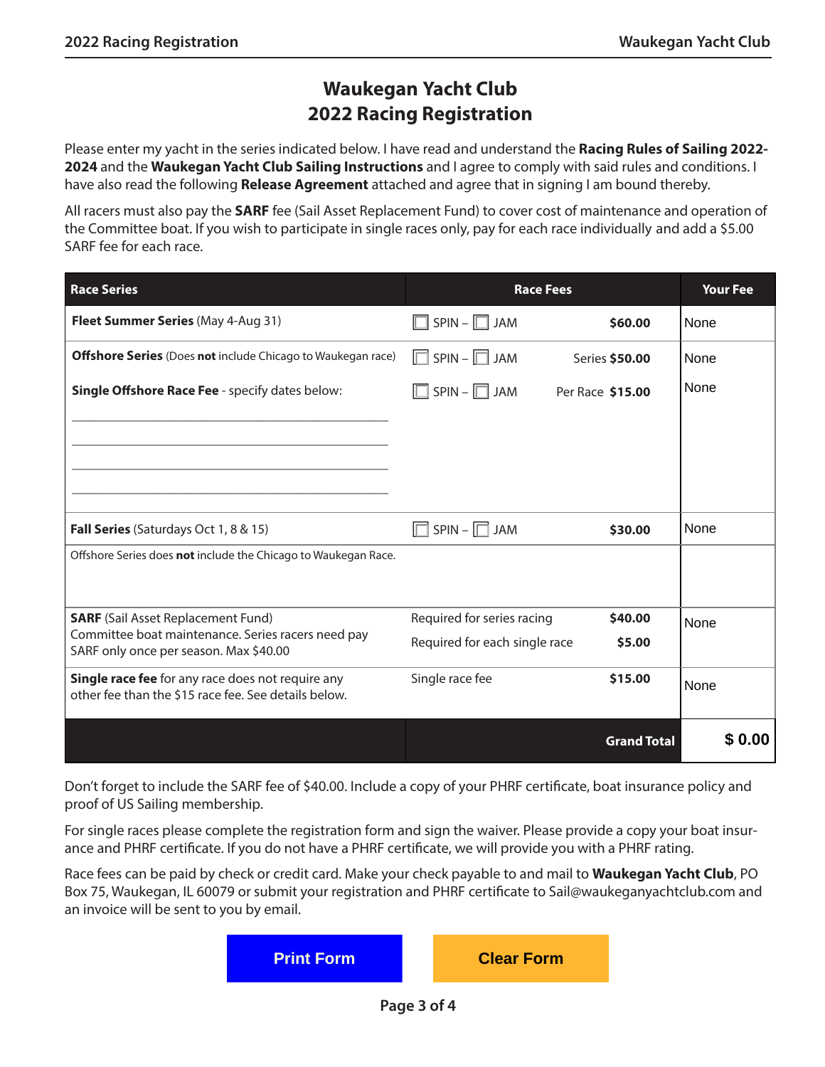# Waukegan Yacht Club
## 2022 Racing Registration

Please enter my yacht in the series indicated below. I have read and understand the **Racing Rules of Sailing 2022-2024** and the **Waukegan Yacht Club Sailing Instructions** and I agree to comply with said rules and conditions. I have also read the following **Release Agreement** attached and agree that in signing I am bound thereby.

All racers must also pay the **SARF** fee (Sail Asset Replacement Fund) to cover cost of maintenance and operation of the Committee boat. If you wish to participate in single races only, pay for each race individually and add a $5.00 SARF fee for each race.

| Race Series | Race Fees | | Your Fee |
|---|---|---|---|
| **Fleet Summer Series** (May 4-Aug 31) | ☐ SPIN – ☐ JAM | **$60.00** | None |
| **Offshore Series** (Does **not** include Chicago to Waukegan race) | ☐ SPIN – ☐ JAM | Series **$50.00** | None |
| **Single Offshore Race Fee** - specify dates below:<br>\_\_\_\_\_\_\_\_\_\_\_\_\_\_\_\_\_\_\_\_<br>\_\_\_\_\_\_\_\_\_\_\_\_\_\_\_\_\_\_\_\_<br>\_\_\_\_\_\_\_\_\_\_\_\_\_\_\_\_\_\_\_\_<br>\_\_\_\_\_\_\_\_\_\_\_\_\_\_\_\_\_\_\_\_ | ☐ SPIN – ☐ JAM | Per Race **$15.00** | None |
| **Fall Series** (Saturdays Oct 1, 8 & 15) | ☐ SPIN – ☐ JAM | **$30.00** | None |
| Offshore Series does **not** include the Chicago to Waukegan Race. | | | |
| **SARF** (Sail Asset Replacement Fund)<br>Committee boat maintenance. Series racers need pay SARF only once per season. Max $40.00 | Required for series racing<br>Required for each single race | **$40.00**<br>**$5.00** | None |
| **Single race fee** for any race does not require any other fee than the $15 race fee. See details below. | Single race fee | **$15.00** | None |
| | | **Grand Total** | **$ 0.00** |

Don't forget to include the SARF fee of $40.00. Include a copy of your PHRF certificate, boat insurance policy and proof of US Sailing membership.

For single races please complete the registration form and sign the waiver. Please provide a copy your boat insurance and PHRF certificate. If you do not have a PHRF certificate, we will provide you with a PHRF rating.

Race fees can be paid by check or credit card. Make your check payable to and mail to **Waukegan Yacht Club**, PO Box 75, Waukegan, IL 60079 or submit your registration and PHRF certificate to Sail@waukeganyachtclub.com and an invoice will be sent to you by email.

Print Form | Clear Form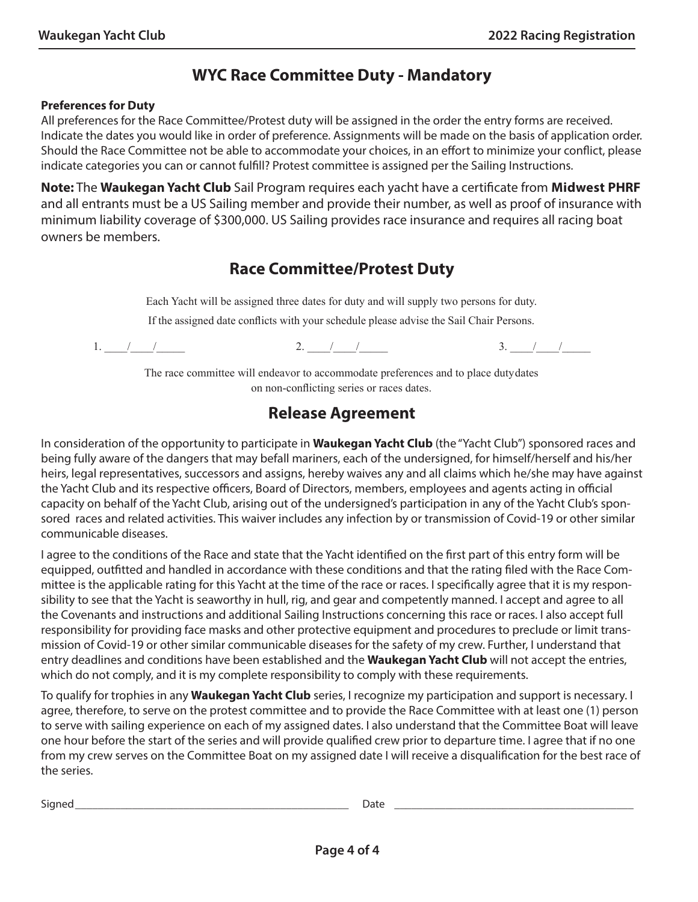# WYC Race Committee Duty - Mandatory

**Preferences for Duty**

All preferences for the Race Committee/Protest duty will be assigned in the order the entry forms are received. Indicate the dates you would like in order of preference. Assignments will be made on the basis of application order. Should the Race Committee not be able to accommodate your choices, in an effort to minimize your conflict, please indicate categories you can or cannot fulfill? Protest committee is assigned per the Sailing Instructions.

**Note:** The **Waukegan Yacht Club** Sail Program requires each yacht have a certificate from **Midwest PHRF** and all entrants must be a US Sailing member and provide their number, as well as proof of insurance with minimum liability coverage of $300,000. US Sailing provides race insurance and requires all racing boat owners be members.

## Race Committee/Protest Duty

Each Yacht will be assigned three dates for duty and will supply two persons for duty.

If the assigned date conflicts with your schedule please advise the Sail Chair Persons.

1. ____/____/_____ 2. ____/____/_____ 3. ____/____/_____

The race committee will endeavor to accommodate preferences and to place duty dates on non-conflicting series or races dates.

## Release Agreement

In consideration of the opportunity to participate in **Waukegan Yacht Club** (the "Yacht Club") sponsored races and being fully aware of the dangers that may befall mariners, each of the undersigned, for himself/herself and his/her heirs, legal representatives, successors and assigns, hereby waives any and all claims which he/she may have against the Yacht Club and its respective officers, Board of Directors, members, employees and agents acting in official capacity on behalf of the Yacht Club, arising out of the undersigned's participation in any of the Yacht Club's sponsored races and related activities. This waiver includes any infection by or transmission of Covid-19 or other similar communicable diseases.

I agree to the conditions of the Race and state that the Yacht identified on the first part of this entry form will be equipped, outfitted and handled in accordance with these conditions and that the rating filed with the Race Committee is the applicable rating for this Yacht at the time of the race or races. I specifically agree that it is my responsibility to see that the Yacht is seaworthy in hull, rig, and gear and competently manned. I accept and agree to all the Covenants and instructions and additional Sailing Instructions concerning this race or races. I also accept full responsibility for providing face masks and other protective equipment and procedures to preclude or limit transmission of Covid-19 or other similar communicable diseases for the safety of my crew. Further, I understand that entry deadlines and conditions have been established and the **Waukegan Yacht Club** will not accept the entries, which do not comply, and it is my complete responsibility to comply with these requirements.

To qualify for trophies in any **Waukegan Yacht Club** series, I recognize my participation and support is necessary. I agree, therefore, to serve on the protest committee and to provide the Race Committee with at least one (1) person to serve with sailing experience on each of my assigned dates. I also understand that the Committee Boat will leave one hour before the start of the series and will provide qualified crew prior to departure time. I agree that if no one from my crew serves on the Committee Boat on my assigned date I will receive a disqualification for the best race of the series.

Signed_______________________________________________ Date ________________________________________